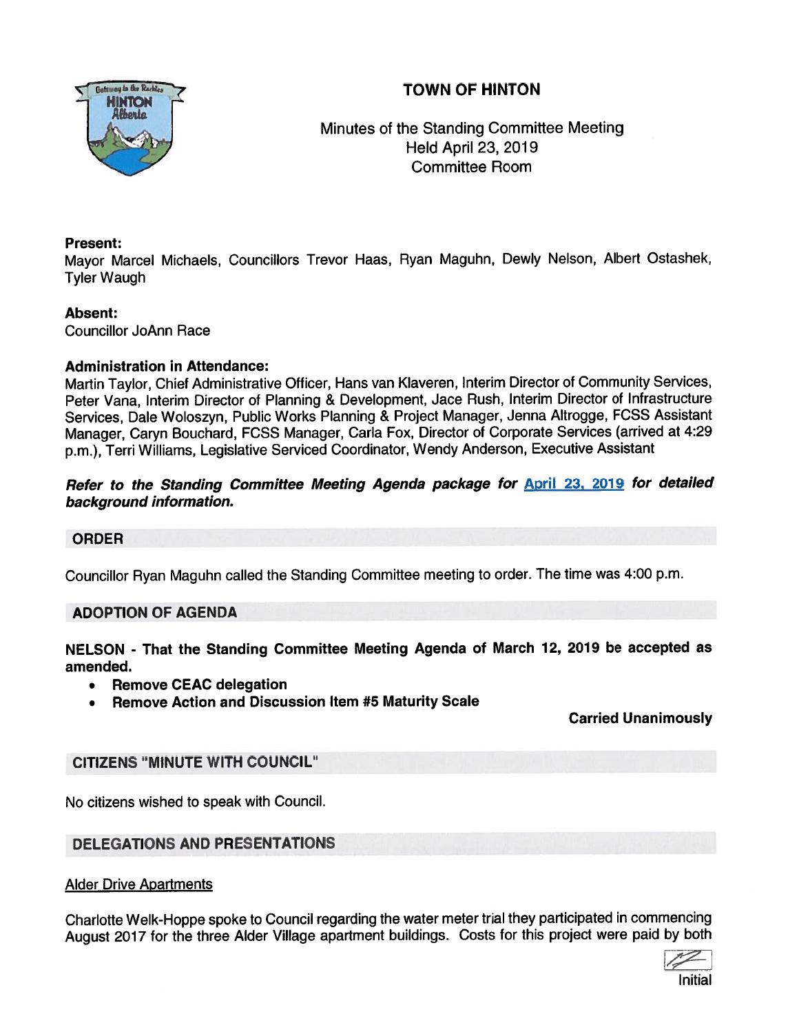# TOWN OF HINTON

Minutes of the Standing Committee Meeting
Held April 23, 2019
Committee Room

**Present:**
Mayor Marcel Michaels, Councillors Trevor Haas, Ryan Maguhn, Dewly Nelson, Albert Ostashek, Tyler Waugh

**Absent:**
Councillor JoAnn Race

**Administration in Attendance:**
Martin Taylor, Chief Administrative Officer, Hans van Klaveren, Interim Director of Community Services, Peter Vana, Interim Director of Planning & Development, Jace Rush, Interim Director of Infrastructure Services, Dale Woloszyn, Public Works Planning & Project Manager, Jenna Altrogge, FCSS Assistant Manager, Caryn Bouchard, FCSS Manager, Carla Fox, Director of Corporate Services (arrived at 4:29 p.m.), Terri Williams, Legislative Serviced Coordinator, Wendy Anderson, Executive Assistant

***Refer to the Standing Committee Meeting Agenda package for April 23, 2019 for detailed background information.***

## ORDER

Councillor Ryan Maguhn called the Standing Committee meeting to order. The time was 4:00 p.m.

## ADOPTION OF AGENDA

**NELSON - That the Standing Committee Meeting Agenda of March 12, 2019 be accepted as amended.**

- **Remove CEAC delegation**
- **Remove Action and Discussion Item #5 Maturity Scale**

**Carried Unanimously**

## CITIZENS "MINUTE WITH COUNCIL"

No citizens wished to speak with Council.

## DELEGATIONS AND PRESENTATIONS

Alder Drive Apartments

Charlotte Welk-Hoppe spoke to Council regarding the water meter trial they participated in commencing August 2017 for the three Alder Village apartment buildings. Costs for this project were paid by both

Initial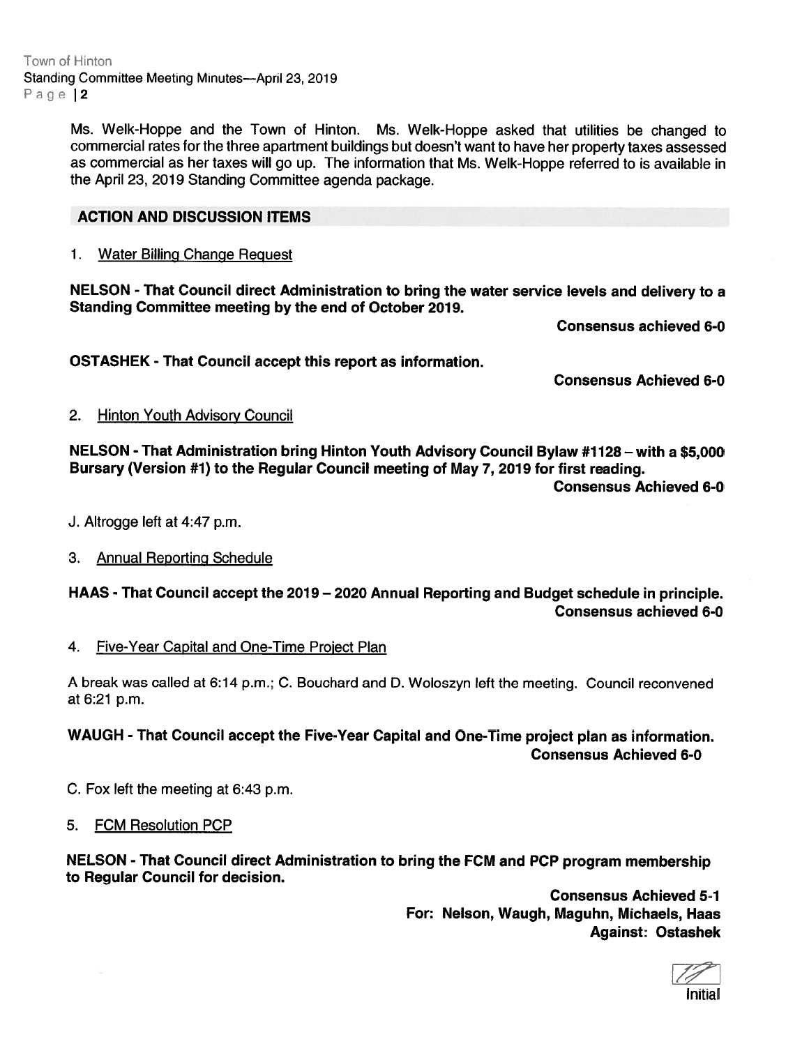Ms. Welk-Hoppe and the Town of Hinton. Ms. Welk-Hoppe asked that utilities be changed to commercial rates for the three apartment buildings but doesn't want to have her property taxes assessed as commercial as her taxes will go up. The information that Ms. Welk-Hoppe referred to is available in the April 23, 2019 Standing Committee agenda package.

## ACTION AND DISCUSSION ITEMS

1. Water Billing Change Request

**NELSON - That Council direct Administration to bring the water service levels and delivery to a Standing Committee meeting by the end of October 2019.**

**Consensus achieved 6-0**

**OSTASHEK - That Council accept this report as information.**

**Consensus Achieved 6-0**

2. Hinton Youth Advisory Council

**NELSON - That Administration bring Hinton Youth Advisory Council Bylaw #1128 – with a $5,000 Bursary (Version #1) to the Regular Council meeting of May 7, 2019 for first reading.**

**Consensus Achieved 6-0**

J. Altrogge left at 4:47 p.m.

3. Annual Reporting Schedule

**HAAS - That Council accept the 2019 – 2020 Annual Reporting and Budget schedule in principle.**

**Consensus achieved 6-0**

4. Five-Year Capital and One-Time Project Plan

A break was called at 6:14 p.m.; C. Bouchard and D. Woloszyn left the meeting. Council reconvened at 6:21 p.m.

**WAUGH - That Council accept the Five-Year Capital and One-Time project plan as information.**

**Consensus Achieved 6-0**

C. Fox left the meeting at 6:43 p.m.

5. FCM Resolution PCP

**NELSON - That Council direct Administration to bring the FCM and PCP program membership to Regular Council for decision.**

**Consensus Achieved 5-1**
**For: Nelson, Waugh, Maguhn, Michaels, Haas**
**Against: Ostashek**

Initial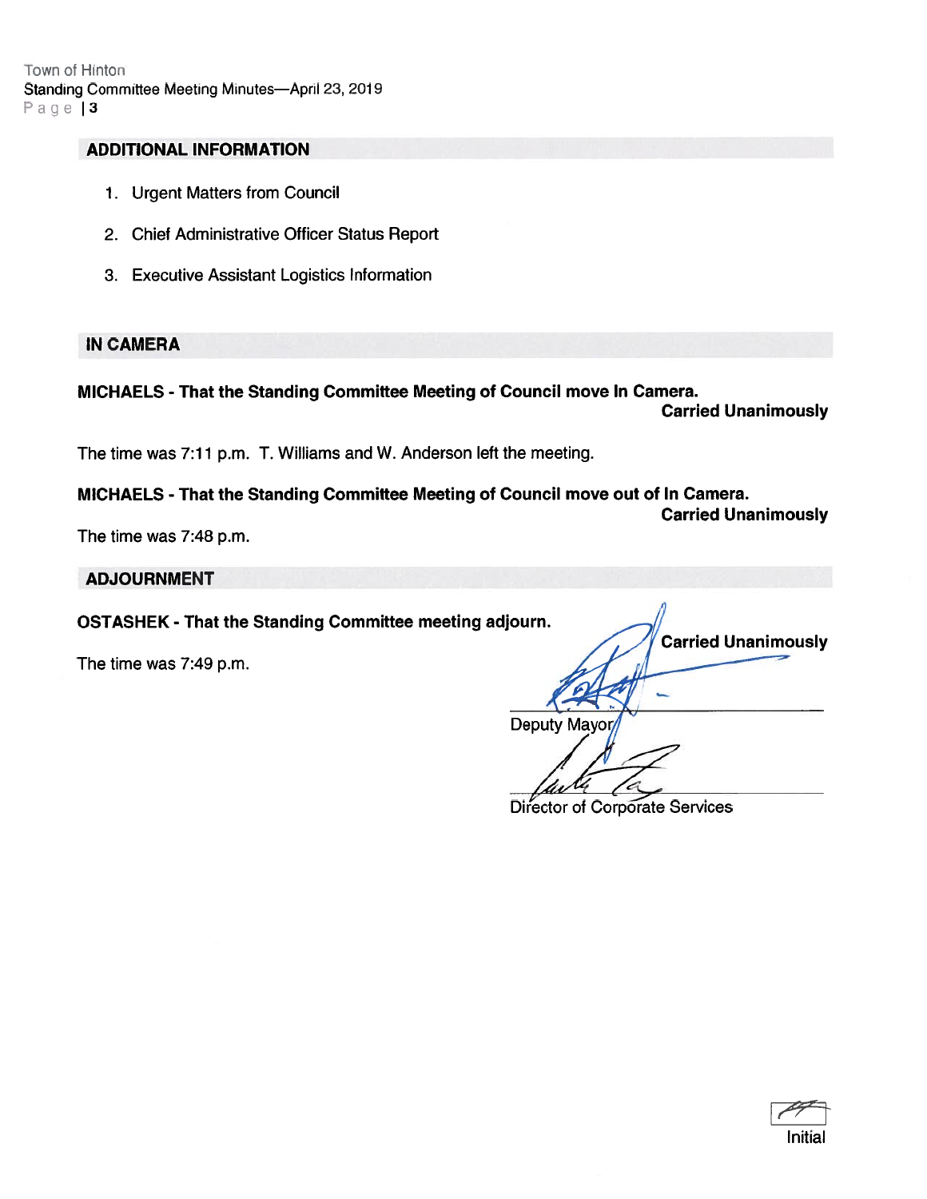## ADDITIONAL INFORMATION

1. Urgent Matters from Council
2. Chief Administrative Officer Status Report
3. Executive Assistant Logistics Information

## IN CAMERA

**MICHAELS - That the Standing Committee Meeting of Council move In Camera.**

**Carried Unanimously**

The time was 7:11 p.m. T. Williams and W. Anderson left the meeting.

**MICHAELS - That the Standing Committee Meeting of Council move out of In Camera.**

**Carried Unanimously**

The time was 7:48 p.m.

## ADJOURNMENT

**OSTASHEK - That the Standing Committee meeting adjourn.**

**Carried Unanimously**

The time was 7:49 p.m.

Deputy Mayor

Director of Corporate Services

Initial